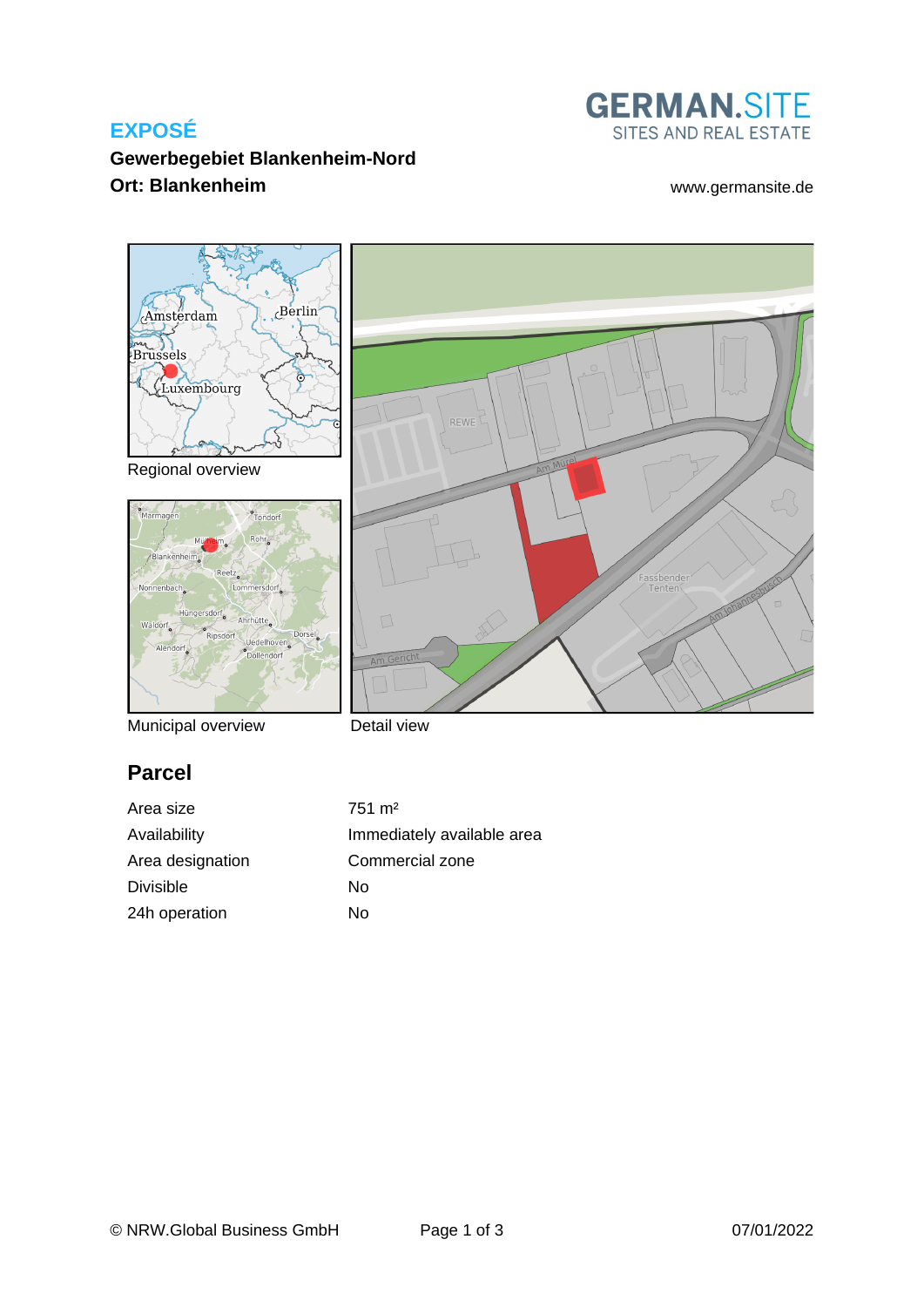# EXPOSÉ

**Gewerbegebiet Blankenheim-Nord**
**Ort: Blankenheim**

GERMAN.SITE
SITES AND REAL ESTATE

www.germansite.de

Regional overview

Municipal overview

Detail view

## Parcel

| | |
|---|---|
| Area size | 751 m² |
| Availability | Immediately available area |
| Area designation | Commercial zone |
| Divisible | No |
| 24h operation | No |

© NRW.Global Business GmbH

07/01/2022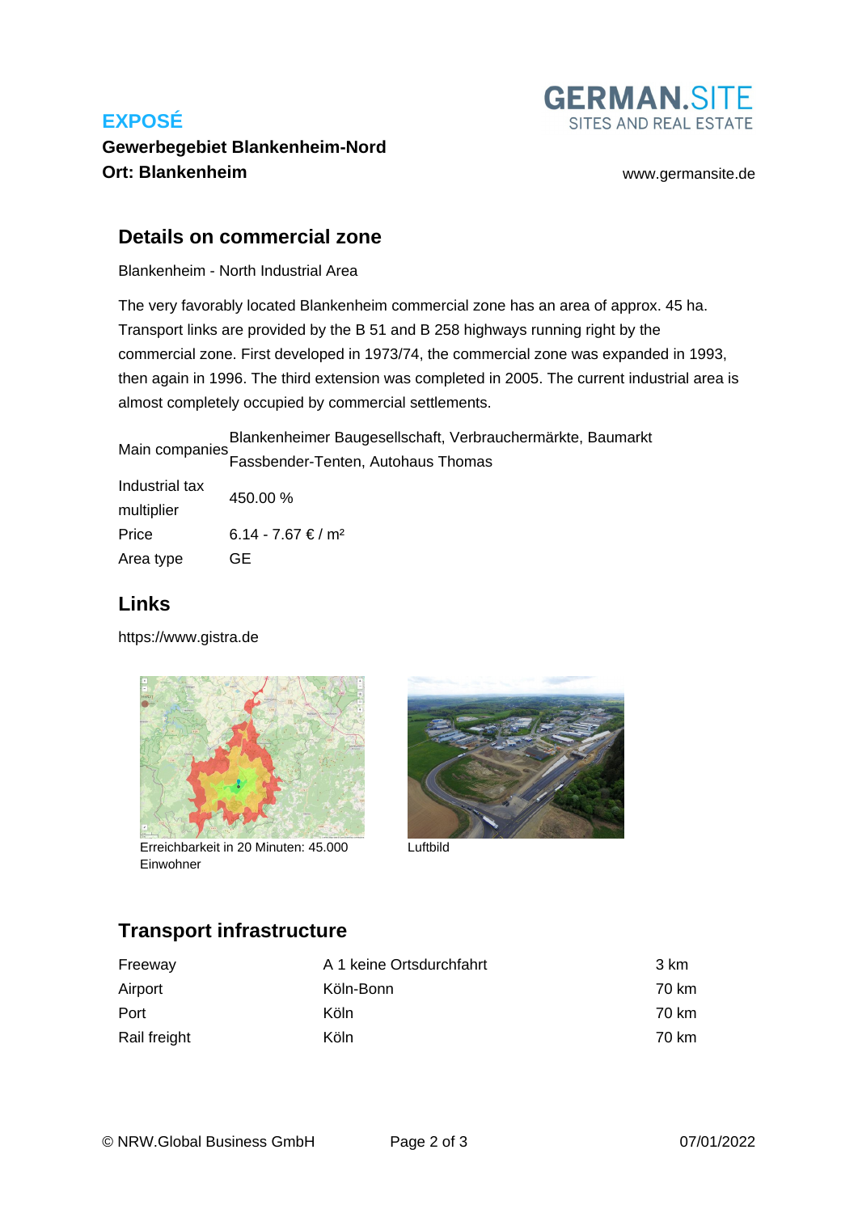**EXPOSÉ**

**Gewerbegebiet Blankenheim-Nord**
**Ort: Blankenheim**

www.germansite.de

## Details on commercial zone

Blankenheim - North Industrial Area

The very favorably located Blankenheim commercial zone has an area of approx. 45 ha. Transport links are provided by the B 51 and B 258 highways running right by the commercial zone. First developed in 1973/74, the commercial zone was expanded in 1993, then again in 1996. The third extension was completed in 2005. The current industrial area is almost completely occupied by commercial settlements.

| | |
|---|---|
| Main companies | Blankenheimer Baugesellschaft, Verbrauchermärkte, Baumarkt Fassbender-Tenten, Autohaus Thomas |
| Industrial tax multiplier | 450.00 % |
| Price | 6.14 - 7.67 € / m² |
| Area type | GE |

## Links

https://www.gistra.de

Erreichbarkeit in 20 Minuten: 45.000 Einwohner

Luftbild

## Transport infrastructure

| | | |
|---|---|---|
| Freeway | A 1 keine Ortsdurchfahrt | 3 km |
| Airport | Köln-Bonn | 70 km |
| Port | Köln | 70 km |
| Rail freight | Köln | 70 km |

© NRW.Global Business GmbH — 07/01/2022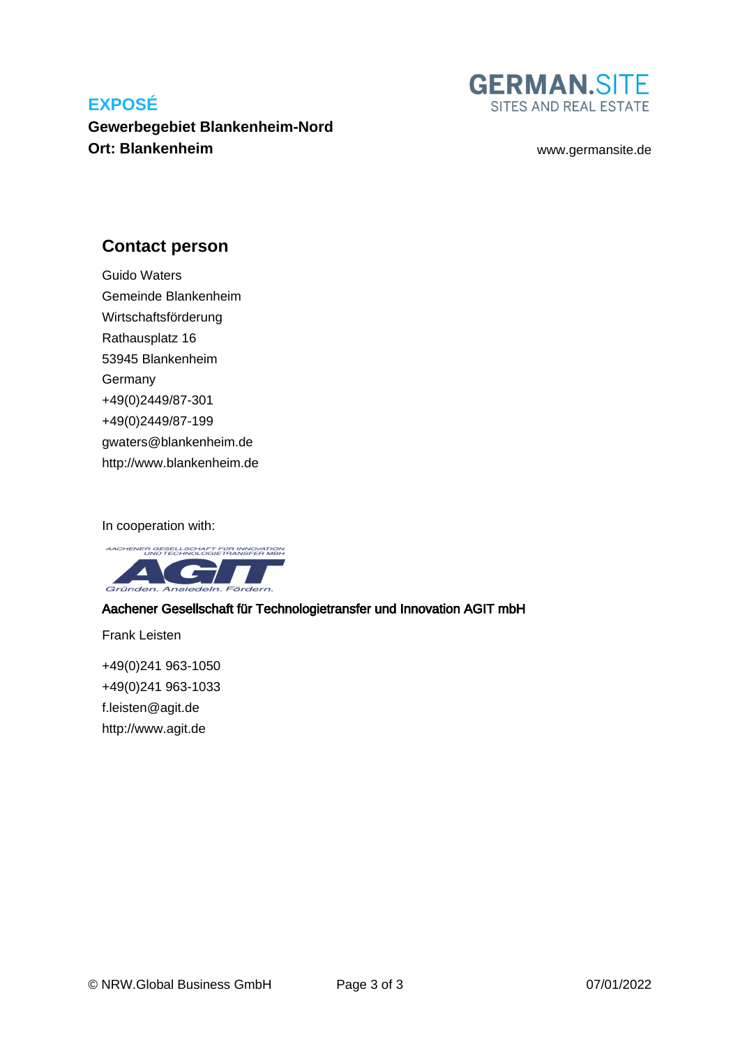**EXPOSÉ**

**Gewerbegebiet Blankenheim-Nord**
**Ort: Blankenheim**

www.germansite.de

## Contact person

Guido Waters
Gemeinde Blankenheim
Wirtschaftsförderung
Rathausplatz 16
53945 Blankenheim
Germany
+49(0)2449/87-301
+49(0)2449/87-199
gwaters@blankenheim.de
http://www.blankenheim.de

In cooperation with:

Aachener Gesellschaft für Technologietransfer und Innovation AGIT mbH

Frank Leisten

+49(0)241 963-1050
+49(0)241 963-1033
f.leisten@agit.de
http://www.agit.de